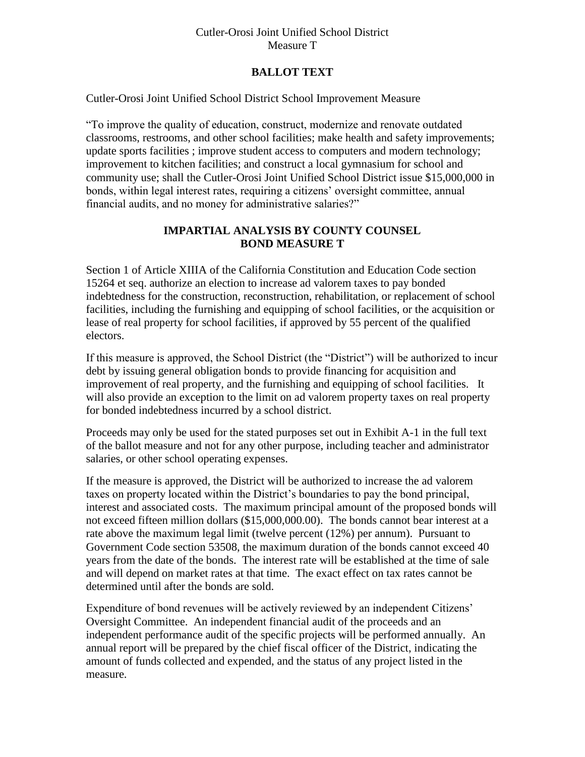Cutler-Orosi Joint Unified School District
Measure T

## BALLOT TEXT

Cutler-Orosi Joint Unified School District School Improvement Measure

"To improve the quality of education, construct, modernize and renovate outdated classrooms, restrooms, and other school facilities; make health and safety improvements; update sports facilities ; improve student access to computers and modern technology; improvement to kitchen facilities; and construct a local gymnasium for school and community use; shall the Cutler-Orosi Joint Unified School District issue $15,000,000 in bonds, within legal interest rates, requiring a citizens' oversight committee, annual financial audits, and no money for administrative salaries?"

## IMPARTIAL ANALYSIS BY COUNTY COUNSEL
## BOND MEASURE T

Section 1 of Article XIIIA of the California Constitution and Education Code section 15264 et seq. authorize an election to increase ad valorem taxes to pay bonded indebtedness for the construction, reconstruction, rehabilitation, or replacement of school facilities, including the furnishing and equipping of school facilities, or the acquisition or lease of real property for school facilities, if approved by 55 percent of the qualified electors.

If this measure is approved, the School District (the "District") will be authorized to incur debt by issuing general obligation bonds to provide financing for acquisition and improvement of real property, and the furnishing and equipping of school facilities. It will also provide an exception to the limit on ad valorem property taxes on real property for bonded indebtedness incurred by a school district.

Proceeds may only be used for the stated purposes set out in Exhibit A-1 in the full text of the ballot measure and not for any other purpose, including teacher and administrator salaries, or other school operating expenses.

If the measure is approved, the District will be authorized to increase the ad valorem taxes on property located within the District's boundaries to pay the bond principal, interest and associated costs. The maximum principal amount of the proposed bonds will not exceed fifteen million dollars ($15,000,000.00). The bonds cannot bear interest at a rate above the maximum legal limit (twelve percent (12%) per annum). Pursuant to Government Code section 53508, the maximum duration of the bonds cannot exceed 40 years from the date of the bonds. The interest rate will be established at the time of sale and will depend on market rates at that time. The exact effect on tax rates cannot be determined until after the bonds are sold.

Expenditure of bond revenues will be actively reviewed by an independent Citizens' Oversight Committee. An independent financial audit of the proceeds and an independent performance audit of the specific projects will be performed annually. An annual report will be prepared by the chief fiscal officer of the District, indicating the amount of funds collected and expended, and the status of any project listed in the measure.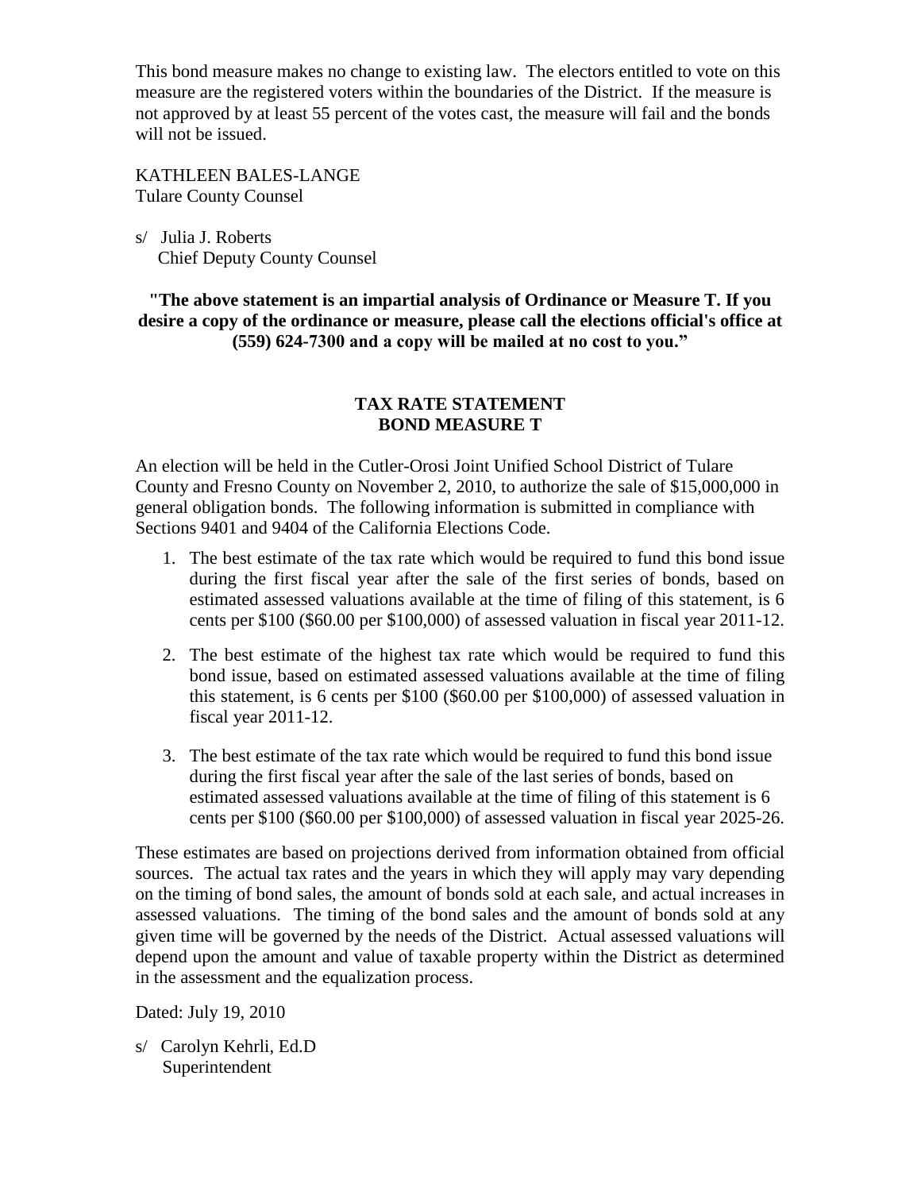This bond measure makes no change to existing law. The electors entitled to vote on this measure are the registered voters within the boundaries of the District. If the measure is not approved by at least 55 percent of the votes cast, the measure will fail and the bonds will not be issued.

KATHLEEN BALES-LANGE
Tulare County Counsel

s/ Julia J. Roberts
Chief Deputy County Counsel

**"The above statement is an impartial analysis of Ordinance or Measure T. If you desire a copy of the ordinance or measure, please call the elections official's office at (559) 624-7300 and a copy will be mailed at no cost to you."**

## TAX RATE STATEMENT
## BOND MEASURE T

An election will be held in the Cutler-Orosi Joint Unified School District of Tulare County and Fresno County on November 2, 2010, to authorize the sale of $15,000,000 in general obligation bonds. The following information is submitted in compliance with Sections 9401 and 9404 of the California Elections Code.

1. The best estimate of the tax rate which would be required to fund this bond issue during the first fiscal year after the sale of the first series of bonds, based on estimated assessed valuations available at the time of filing of this statement, is 6 cents per $100 ($60.00 per $100,000) of assessed valuation in fiscal year 2011-12.

2. The best estimate of the highest tax rate which would be required to fund this bond issue, based on estimated assessed valuations available at the time of filing this statement, is 6 cents per $100 ($60.00 per $100,000) of assessed valuation in fiscal year 2011-12.

3. The best estimate of the tax rate which would be required to fund this bond issue during the first fiscal year after the sale of the last series of bonds, based on estimated assessed valuations available at the time of filing of this statement is 6 cents per $100 ($60.00 per $100,000) of assessed valuation in fiscal year 2025-26.

These estimates are based on projections derived from information obtained from official sources. The actual tax rates and the years in which they will apply may vary depending on the timing of bond sales, the amount of bonds sold at each sale, and actual increases in assessed valuations. The timing of the bond sales and the amount of bonds sold at any given time will be governed by the needs of the District. Actual assessed valuations will depend upon the amount and value of taxable property within the District as determined in the assessment and the equalization process.

Dated: July 19, 2010

s/ Carolyn Kehrli, Ed.D
Superintendent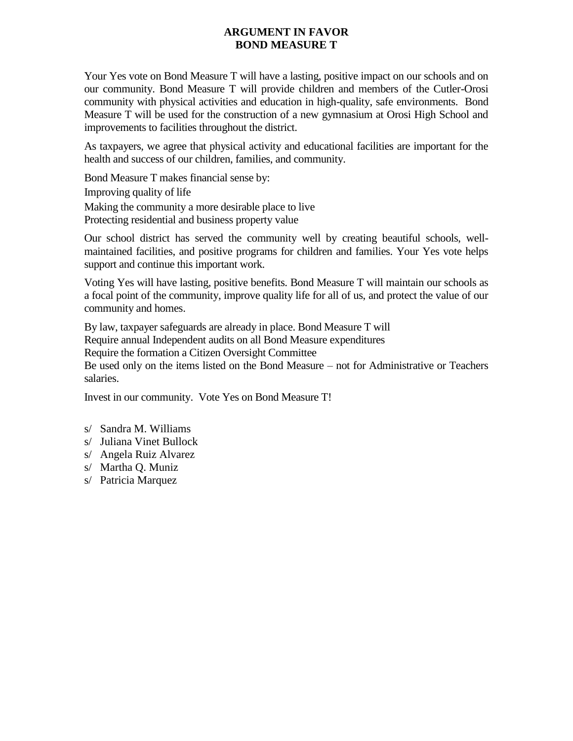**ARGUMENT IN FAVOR**
**BOND MEASURE T**

Your Yes vote on Bond Measure T will have a lasting, positive impact on our schools and on our community. Bond Measure T will provide children and members of the Cutler-Orosi community with physical activities and education in high-quality, safe environments. Bond Measure T will be used for the construction of a new gymnasium at Orosi High School and improvements to facilities throughout the district.

As taxpayers, we agree that physical activity and educational facilities are important for the health and success of our children, families, and community.

Bond Measure T makes financial sense by:

Improving quality of life

Making the community a more desirable place to live
Protecting residential and business property value

Our school district has served the community well by creating beautiful schools, well-maintained facilities, and positive programs for children and families. Your Yes vote helps support and continue this important work.

Voting Yes will have lasting, positive benefits. Bond Measure T will maintain our schools as a focal point of the community, improve quality life for all of us, and protect the value of our community and homes.

By law, taxpayer safeguards are already in place. Bond Measure T will
Require annual Independent audits on all Bond Measure expenditures
Require the formation a Citizen Oversight Committee
Be used only on the items listed on the Bond Measure – not for Administrative or Teachers salaries.

Invest in our community. Vote Yes on Bond Measure T!

s/ Sandra M. Williams
s/ Juliana Vinet Bullock
s/ Angela Ruiz Alvarez
s/ Martha Q. Muniz
s/ Patricia Marquez